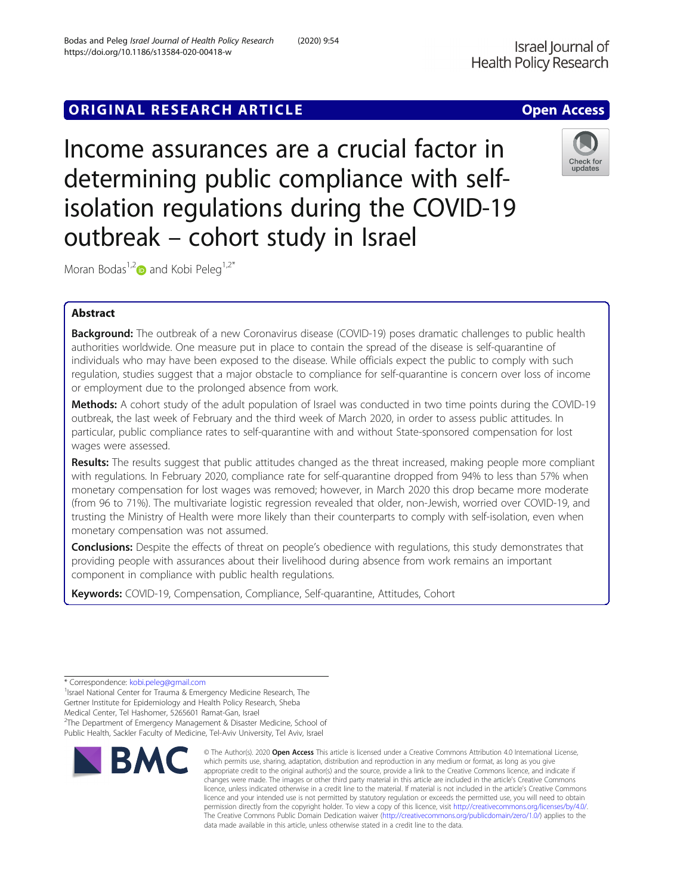ORIGINAL RESEARCH ARTICLE

Open Access

# Income assurances are a crucial factor in determining public compliance with self-isolation regulations during the COVID-19 outbreak – cohort study in Israel

Moran Bodas[1,2] and Kobi Peleg[1,2*]

## Abstract

**Background:** The outbreak of a new Coronavirus disease (COVID-19) poses dramatic challenges to public health authorities worldwide. One measure put in place to contain the spread of the disease is self-quarantine of individuals who may have been exposed to the disease. While officials expect the public to comply with such regulation, studies suggest that a major obstacle to compliance for self-quarantine is concern over loss of income or employment due to the prolonged absence from work.

**Methods:** A cohort study of the adult population of Israel was conducted in two time points during the COVID-19 outbreak, the last week of February and the third week of March 2020, in order to assess public attitudes. In particular, public compliance rates to self-quarantine with and without State-sponsored compensation for lost wages were assessed.

**Results:** The results suggest that public attitudes changed as the threat increased, making people more compliant with regulations. In February 2020, compliance rate for self-quarantine dropped from 94% to less than 57% when monetary compensation for lost wages was removed; however, in March 2020 this drop became more moderate (from 96 to 71%). The multivariate logistic regression revealed that older, non-Jewish, worried over COVID-19, and trusting the Ministry of Health were more likely than their counterparts to comply with self-isolation, even when monetary compensation was not assumed.

**Conclusions:** Despite the effects of threat on people's obedience with regulations, this study demonstrates that providing people with assurances about their livelihood during absence from work remains an important component in compliance with public health regulations.

**Keywords:** COVID-19, Compensation, Compliance, Self-quarantine, Attitudes, Cohort

\* Correspondence: kobi.peleg@gmail.com

[1]Israel National Center for Trauma & Emergency Medicine Research, The Gertner Institute for Epidemiology and Health Policy Research, Sheba Medical Center, Tel Hashomer, 5265601 Ramat-Gan, Israel

[2]The Department of Emergency Management & Disaster Medicine, School of Public Health, Sackler Faculty of Medicine, Tel-Aviv University, Tel Aviv, Israel

© The Author(s). 2020 **Open Access** This article is licensed under a Creative Commons Attribution 4.0 International License, which permits use, sharing, adaptation, distribution and reproduction in any medium or format, as long as you give appropriate credit to the original author(s) and the source, provide a link to the Creative Commons licence, and indicate if changes were made. The images or other third party material in this article are included in the article's Creative Commons licence, unless indicated otherwise in a credit line to the material. If material is not included in the article's Creative Commons licence and your intended use is not permitted by statutory regulation or exceeds the permitted use, you will need to obtain permission directly from the copyright holder. To view a copy of this licence, visit http://creativecommons.org/licenses/by/4.0/. The Creative Commons Public Domain Dedication waiver (http://creativecommons.org/publicdomain/zero/1.0/) applies to the data made available in this article, unless otherwise stated in a credit line to the data.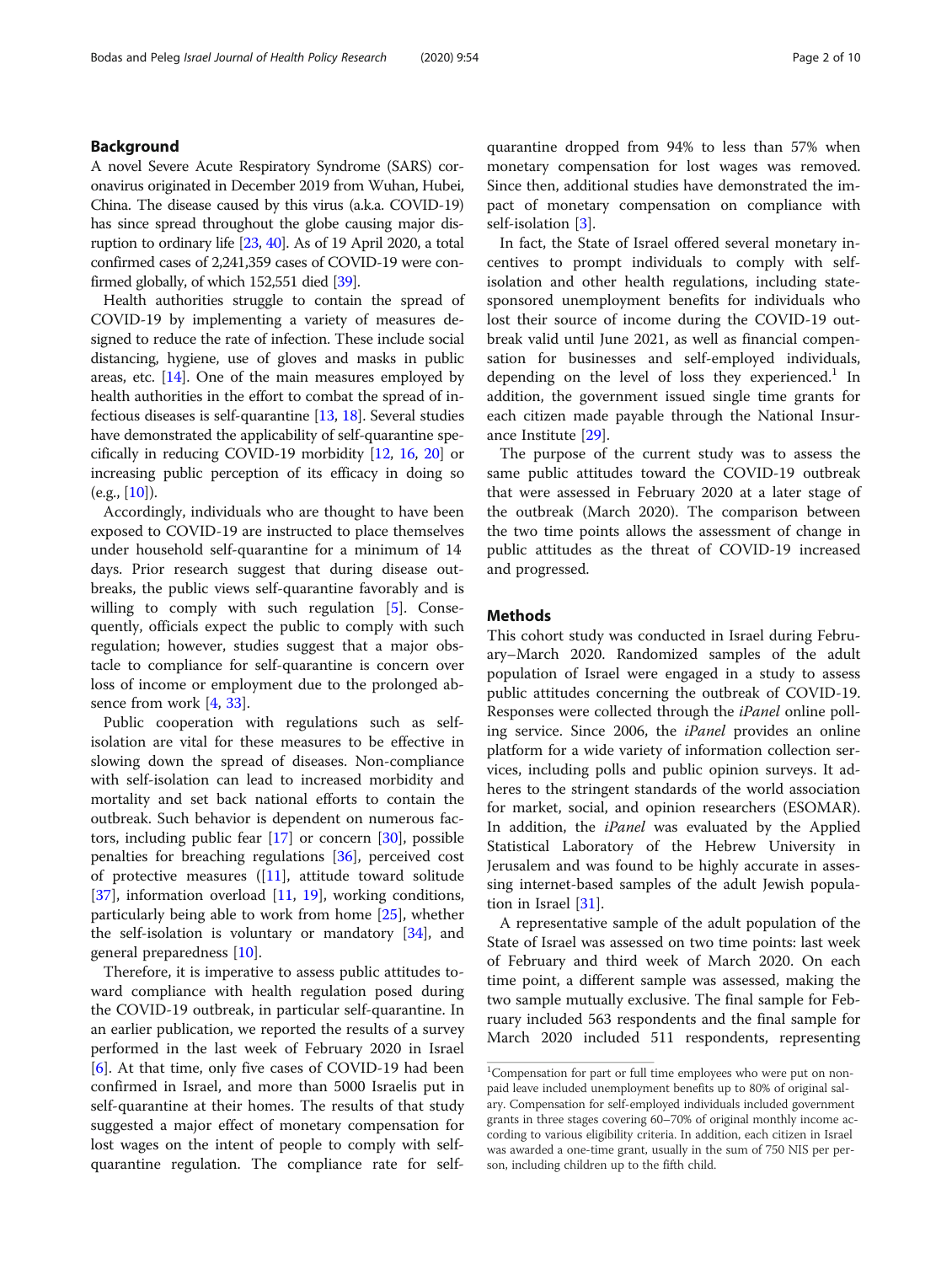## Background

A novel Severe Acute Respiratory Syndrome (SARS) coronavirus originated in December 2019 from Wuhan, Hubei, China. The disease caused by this virus (a.k.a. COVID-19) has since spread throughout the globe causing major disruption to ordinary life [23, 40]. As of 19 April 2020, a total confirmed cases of 2,241,359 cases of COVID-19 were confirmed globally, of which 152,551 died [39].

Health authorities struggle to contain the spread of COVID-19 by implementing a variety of measures designed to reduce the rate of infection. These include social distancing, hygiene, use of gloves and masks in public areas, etc. [14]. One of the main measures employed by health authorities in the effort to combat the spread of infectious diseases is self-quarantine [13, 18]. Several studies have demonstrated the applicability of self-quarantine specifically in reducing COVID-19 morbidity [12, 16, 20] or increasing public perception of its efficacy in doing so (e.g., [10]).

Accordingly, individuals who are thought to have been exposed to COVID-19 are instructed to place themselves under household self-quarantine for a minimum of 14 days. Prior research suggest that during disease outbreaks, the public views self-quarantine favorably and is willing to comply with such regulation [5]. Consequently, officials expect the public to comply with such regulation; however, studies suggest that a major obstacle to compliance for self-quarantine is concern over loss of income or employment due to the prolonged absence from work [4, 33].

Public cooperation with regulations such as self-isolation are vital for these measures to be effective in slowing down the spread of diseases. Non-compliance with self-isolation can lead to increased morbidity and mortality and set back national efforts to contain the outbreak. Such behavior is dependent on numerous factors, including public fear [17] or concern [30], possible penalties for breaching regulations [36], perceived cost of protective measures ([11], attitude toward solitude [37], information overload [11, 19], working conditions, particularly being able to work from home [25], whether the self-isolation is voluntary or mandatory [34], and general preparedness [10].

Therefore, it is imperative to assess public attitudes toward compliance with health regulation posed during the COVID-19 outbreak, in particular self-quarantine. In an earlier publication, we reported the results of a survey performed in the last week of February 2020 in Israel [6]. At that time, only five cases of COVID-19 had been confirmed in Israel, and more than 5000 Israelis put in self-quarantine at their homes. The results of that study suggested a major effect of monetary compensation for lost wages on the intent of people to comply with self-quarantine regulation. The compliance rate for self-quarantine dropped from 94% to less than 57% when monetary compensation for lost wages was removed. Since then, additional studies have demonstrated the impact of monetary compensation on compliance with self-isolation [3].

In fact, the State of Israel offered several monetary incentives to prompt individuals to comply with self-isolation and other health regulations, including state-sponsored unemployment benefits for individuals who lost their source of income during the COVID-19 outbreak valid until June 2021, as well as financial compensation for businesses and self-employed individuals, depending on the level of loss they experienced.[1] In addition, the government issued single time grants for each citizen made payable through the National Insurance Institute [29].

The purpose of the current study was to assess the same public attitudes toward the COVID-19 outbreak that were assessed in February 2020 at a later stage of the outbreak (March 2020). The comparison between the two time points allows the assessment of change in public attitudes as the threat of COVID-19 increased and progressed.

## Methods

This cohort study was conducted in Israel during February–March 2020. Randomized samples of the adult population of Israel were engaged in a study to assess public attitudes concerning the outbreak of COVID-19. Responses were collected through the *iPanel* online polling service. Since 2006, the *iPanel* provides an online platform for a wide variety of information collection services, including polls and public opinion surveys. It adheres to the stringent standards of the world association for market, social, and opinion researchers (ESOMAR). In addition, the *iPanel* was evaluated by the Applied Statistical Laboratory of the Hebrew University in Jerusalem and was found to be highly accurate in assessing internet-based samples of the adult Jewish population in Israel [31].

A representative sample of the adult population of the State of Israel was assessed on two time points: last week of February and third week of March 2020. On each time point, a different sample was assessed, making the two sample mutually exclusive. The final sample for February included 563 respondents and the final sample for March 2020 included 511 respondents, representing

[1] Compensation for part or full time employees who were put on non-paid leave included unemployment benefits up to 80% of original salary. Compensation for self-employed individuals included government grants in three stages covering 60–70% of original monthly income according to various eligibility criteria. In addition, each citizen in Israel was awarded a one-time grant, usually in the sum of 750 NIS per person, including children up to the fifth child.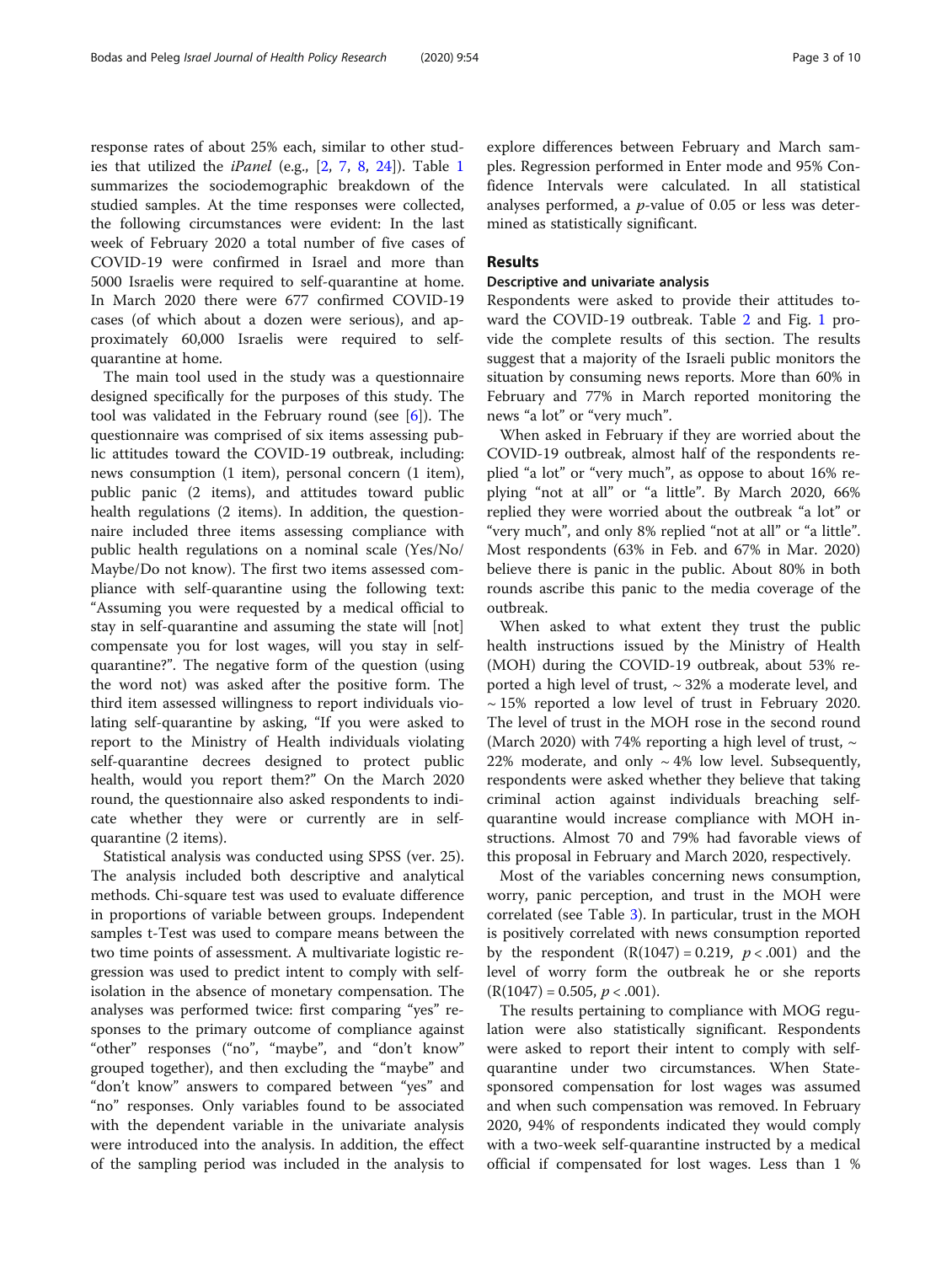response rates of about 25% each, similar to other studies that utilized the *iPanel* (e.g., [2, 7, 8, 24]). Table 1 summarizes the sociodemographic breakdown of the studied samples. At the time responses were collected, the following circumstances were evident: In the last week of February 2020 a total number of five cases of COVID-19 were confirmed in Israel and more than 5000 Israelis were required to self-quarantine at home. In March 2020 there were 677 confirmed COVID-19 cases (of which about a dozen were serious), and approximately 60,000 Israelis were required to self-quarantine at home.

The main tool used in the study was a questionnaire designed specifically for the purposes of this study. The tool was validated in the February round (see [6]). The questionnaire was comprised of six items assessing public attitudes toward the COVID-19 outbreak, including: news consumption (1 item), personal concern (1 item), public panic (2 items), and attitudes toward public health regulations (2 items). In addition, the questionnaire included three items assessing compliance with public health regulations on a nominal scale (Yes/No/Maybe/Do not know). The first two items assessed compliance with self-quarantine using the following text: "Assuming you were requested by a medical official to stay in self-quarantine and assuming the state will [not] compensate you for lost wages, will you stay in self-quarantine?". The negative form of the question (using the word not) was asked after the positive form. The third item assessed willingness to report individuals violating self-quarantine by asking, "If you were asked to report to the Ministry of Health individuals violating self-quarantine decrees designed to protect public health, would you report them?" On the March 2020 round, the questionnaire also asked respondents to indicate whether they were or currently are in self-quarantine (2 items).

Statistical analysis was conducted using SPSS (ver. 25). The analysis included both descriptive and analytical methods. Chi-square test was used to evaluate difference in proportions of variable between groups. Independent samples t-Test was used to compare means between the two time points of assessment. A multivariate logistic regression was used to predict intent to comply with self-isolation in the absence of monetary compensation. The analyses was performed twice: first comparing "yes" responses to the primary outcome of compliance against "other" responses ("no", "maybe", and "don't know" grouped together), and then excluding the "maybe" and "don't know" answers to compared between "yes" and "no" responses. Only variables found to be associated with the dependent variable in the univariate analysis were introduced into the analysis. In addition, the effect of the sampling period was included in the analysis to explore differences between February and March samples. Regression performed in Enter mode and 95% Confidence Intervals were calculated. In all statistical analyses performed, a $p$-value of 0.05 or less was determined as statistically significant.

## Results

### Descriptive and univariate analysis

Respondents were asked to provide their attitudes toward the COVID-19 outbreak. Table 2 and Fig. 1 provide the complete results of this section. The results suggest that a majority of the Israeli public monitors the situation by consuming news reports. More than 60% in February and 77% in March reported monitoring the news "a lot" or "very much".

When asked in February if they are worried about the COVID-19 outbreak, almost half of the respondents replied "a lot" or "very much", as oppose to about 16% replying "not at all" or "a little". By March 2020, 66% replied they were worried about the outbreak "a lot" or "very much", and only 8% replied "not at all" or "a little". Most respondents (63% in Feb. and 67% in Mar. 2020) believe there is panic in the public. About 80% in both rounds ascribe this panic to the media coverage of the outbreak.

When asked to what extent they trust the public health instructions issued by the Ministry of Health (MOH) during the COVID-19 outbreak, about 53% reported a high level of trust, ~ 32% a moderate level, and ~ 15% reported a low level of trust in February 2020. The level of trust in the MOH rose in the second round (March 2020) with 74% reporting a high level of trust, ~ 22% moderate, and only ~ 4% low level. Subsequently, respondents were asked whether they believe that taking criminal action against individuals breaching self-quarantine would increase compliance with MOH instructions. Almost 70 and 79% had favorable views of this proposal in February and March 2020, respectively.

Most of the variables concerning news consumption, worry, panic perception, and trust in the MOH were correlated (see Table 3). In particular, trust in the MOH is positively correlated with news consumption reported by the respondent ($R(1047) = 0.219$, $p < .001$) and the level of worry form the outbreak he or she reports ($R(1047) = 0.505$, $p < .001$).

The results pertaining to compliance with MOG regulation were also statistically significant. Respondents were asked to report their intent to comply with self-quarantine under two circumstances. When State-sponsored compensation for lost wages was assumed and when such compensation was removed. In February 2020, 94% of respondents indicated they would comply with a two-week self-quarantine instructed by a medical official if compensated for lost wages. Less than 1 %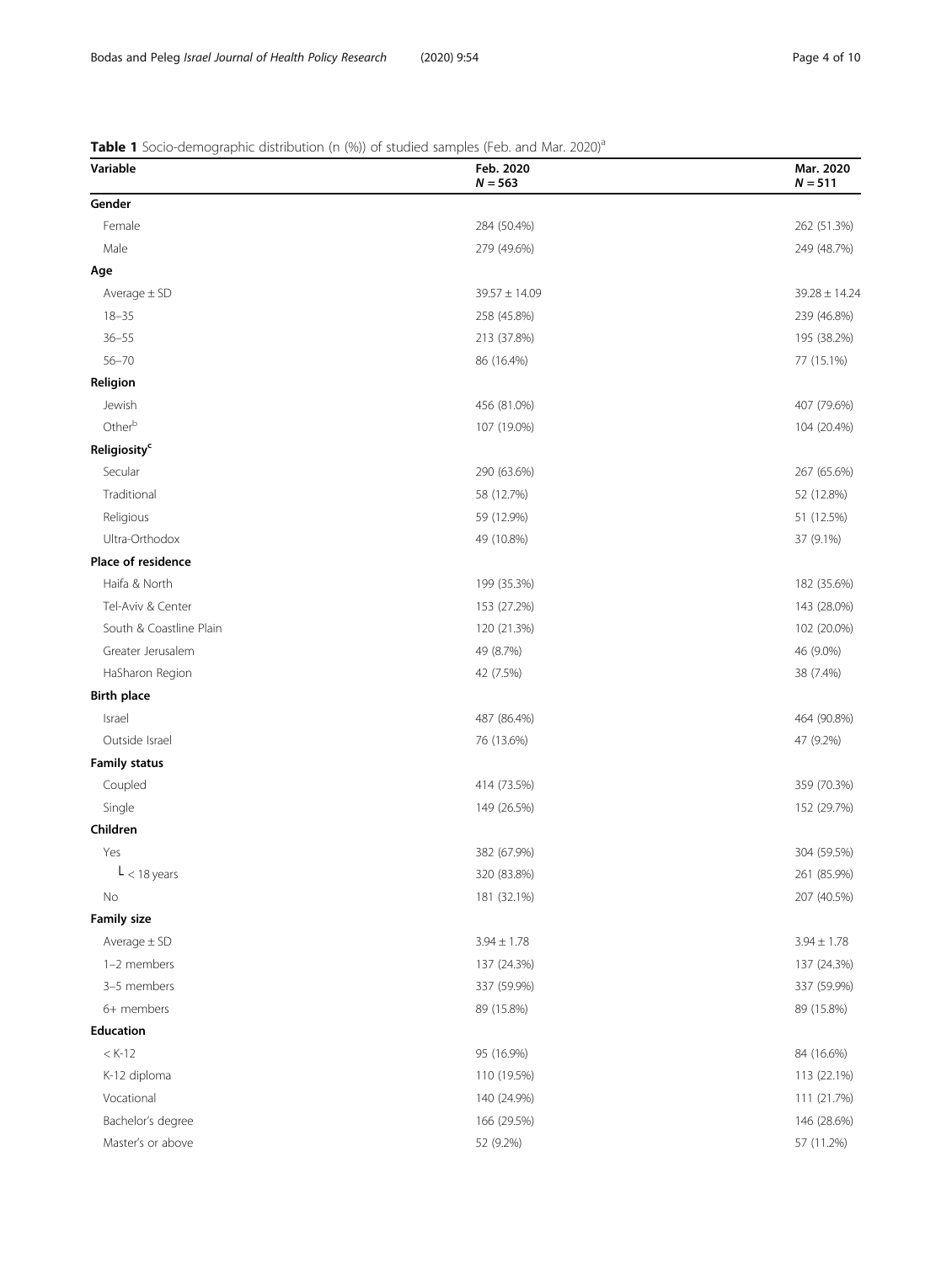**Table 1** Socio-demographic distribution (n (%)) of studied samples (Feb. and Mar. 2020)[a]

| Variable | Feb. 2020 $N = 563$ | Mar. 2020 $N = 511$ |
|---|---|---|
| **Gender** | | |
| Female | 284 (50.4%) | 262 (51.3%) |
| Male | 279 (49.6%) | 249 (48.7%) |
| **Age** | | |
| Average ± SD | 39.57 ± 14.09 | 39.28 ± 14.24 |
| 18–35 | 258 (45.8%) | 239 (46.8%) |
| 36–55 | 213 (37.8%) | 195 (38.2%) |
| 56–70 | 86 (16.4%) | 77 (15.1%) |
| **Religion** | | |
| Jewish | 456 (81.0%) | 407 (79.6%) |
| Other[b] | 107 (19.0%) | 104 (20.4%) |
| **Religiosity[c]** | | |
| Secular | 290 (63.6%) | 267 (65.6%) |
| Traditional | 58 (12.7%) | 52 (12.8%) |
| Religious | 59 (12.9%) | 51 (12.5%) |
| Ultra-Orthodox | 49 (10.8%) | 37 (9.1%) |
| **Place of residence** | | |
| Haifa & North | 199 (35.3%) | 182 (35.6%) |
| Tel-Aviv & Center | 153 (27.2%) | 143 (28.0%) |
| South & Coastline Plain | 120 (21.3%) | 102 (20.0%) |
| Greater Jerusalem | 49 (8.7%) | 46 (9.0%) |
| HaSharon Region | 42 (7.5%) | 38 (7.4%) |
| **Birth place** | | |
| Israel | 487 (86.4%) | 464 (90.8%) |
| Outside Israel | 76 (13.6%) | 47 (9.2%) |
| **Family status** | | |
| Coupled | 414 (73.5%) | 359 (70.3%) |
| Single | 149 (26.5%) | 152 (29.7%) |
| **Children** | | |
| Yes | 382 (67.9%) | 304 (59.5%) |
| └ < 18 years | 320 (83.8%) | 261 (85.9%) |
| No | 181 (32.1%) | 207 (40.5%) |
| **Family size** | | |
| Average ± SD | 3.94 ± 1.78 | 3.94 ± 1.78 |
| 1–2 members | 137 (24.3%) | 137 (24.3%) |
| 3–5 members | 337 (59.9%) | 337 (59.9%) |
| 6+ members | 89 (15.8%) | 89 (15.8%) |
| **Education** | | |
| < K-12 | 95 (16.9%) | 84 (16.6%) |
| K-12 diploma | 110 (19.5%) | 113 (22.1%) |
| Vocational | 140 (24.9%) | 111 (21.7%) |
| Bachelor's degree | 166 (29.5%) | 146 (28.6%) |
| Master's or above | 52 (9.2%) | 57 (11.2%) |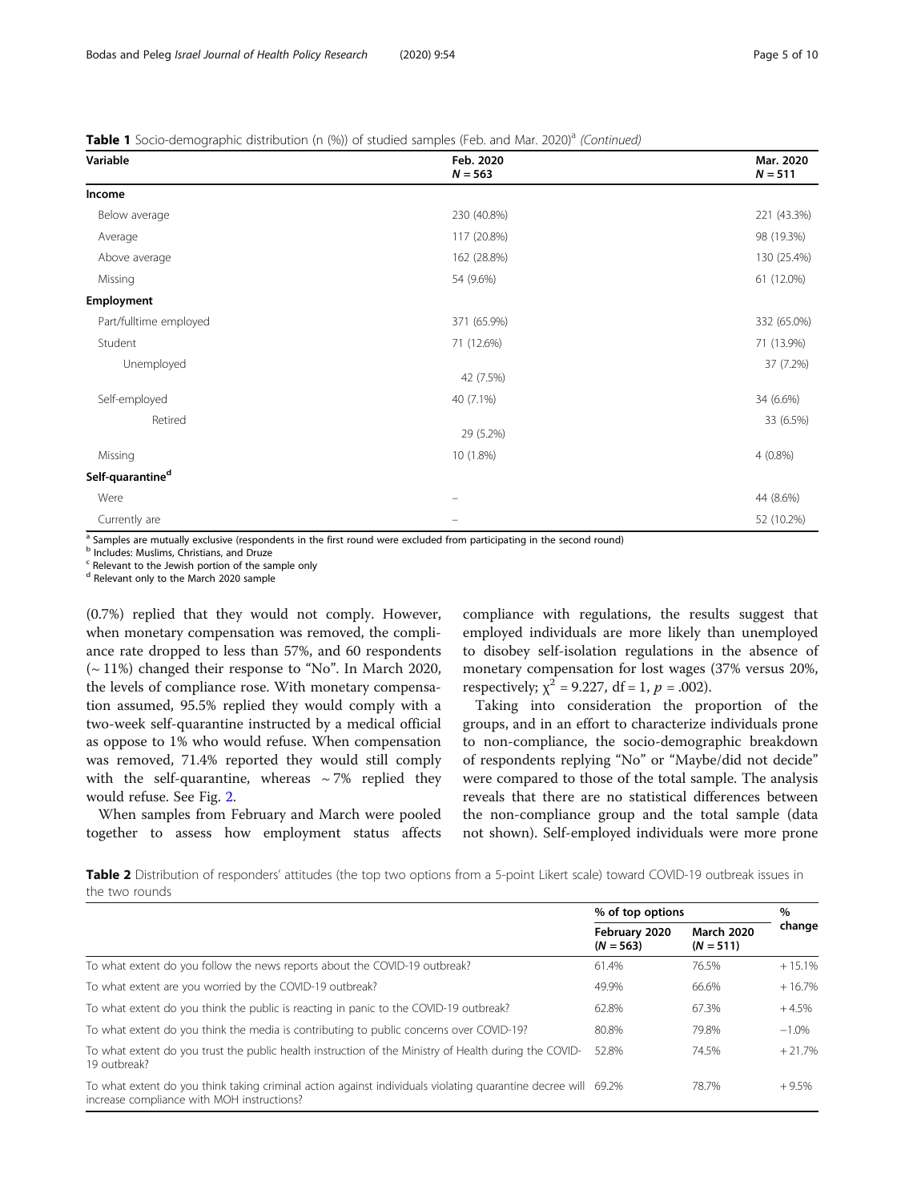**Table 1** Socio-demographic distribution (n (%)) of studied samples (Feb. and Mar. 2020)[a] *(Continued)*

| Variable | Feb. 2020 $N = 563$ | Mar. 2020 $N = 511$ |
|---|---|---|
| **Income** | | |
| Below average | 230 (40.8%) | 221 (43.3%) |
| Average | 117 (20.8%) | 98 (19.3%) |
| Above average | 162 (28.8%) | 130 (25.4%) |
| Missing | 54 (9.6%) | 61 (12.0%) |
| **Employment** | | |
| Part/fulltime employed | 371 (65.9%) | 332 (65.0%) |
| Student | 71 (12.6%) | 71 (13.9%) |
| Unemployed | 42 (7.5%) | 37 (7.2%) |
| Self-employed | 40 (7.1%) | 34 (6.6%) |
| Retired | 29 (5.2%) | 33 (6.5%) |
| Missing | 10 (1.8%) | 4 (0.8%) |
| **Self-quarantine**[d] | | |
| Were | – | 44 (8.6%) |
| Currently are | – | 52 (10.2%) |

[a] Samples are mutually exclusive (respondents in the first round were excluded from participating in the second round)
[b] Includes: Muslims, Christians, and Druze
[c] Relevant to the Jewish portion of the sample only
[d] Relevant only to the March 2020 sample

(0.7%) replied that they would not comply. However, when monetary compensation was removed, the compliance rate dropped to less than 57%, and 60 respondents (~ 11%) changed their response to "No". In March 2020, the levels of compliance rose. With monetary compensation assumed, 95.5% replied they would comply with a two-week self-quarantine instructed by a medical official as oppose to 1% who would refuse. When compensation was removed, 71.4% reported they would still comply with the self-quarantine, whereas ~ 7% replied they would refuse. See Fig. 2.

When samples from February and March were pooled together to assess how employment status affects compliance with regulations, the results suggest that employed individuals are more likely than unemployed to disobey self-isolation regulations in the absence of monetary compensation for lost wages (37% versus 20%, respectively; $\chi^2 = 9.227$, df = 1, $p = .002$).

Taking into consideration the proportion of the groups, and in an effort to characterize individuals prone to non-compliance, the socio-demographic breakdown of respondents replying "No" or "Maybe/did not decide" were compared to those of the total sample. The analysis reveals that there are no statistical differences between the non-compliance group and the total sample (data not shown). Self-employed individuals were more prone

**Table 2** Distribution of responders' attitudes (the top two options from a 5-point Likert scale) toward COVID-19 outbreak issues in the two rounds

| | % of top options | | % change |
|---|---|---|---|
| | February 2020 $(N = 563)$ | March 2020 $(N = 511)$ | |
| To what extent do you follow the news reports about the COVID-19 outbreak? | 61.4% | 76.5% | + 15.1% |
| To what extent are you worried by the COVID-19 outbreak? | 49.9% | 66.6% | + 16.7% |
| To what extent do you think the public is reacting in panic to the COVID-19 outbreak? | 62.8% | 67.3% | + 4.5% |
| To what extent do you think the media is contributing to public concerns over COVID-19? | 80.8% | 79.8% | −1.0% |
| To what extent do you trust the public health instruction of the Ministry of Health during the COVID-19 outbreak? | 52.8% | 74.5% | + 21.7% |
| To what extent do you think taking criminal action against individuals violating quarantine decree will increase compliance with MOH instructions? | 69.2% | 78.7% | + 9.5% |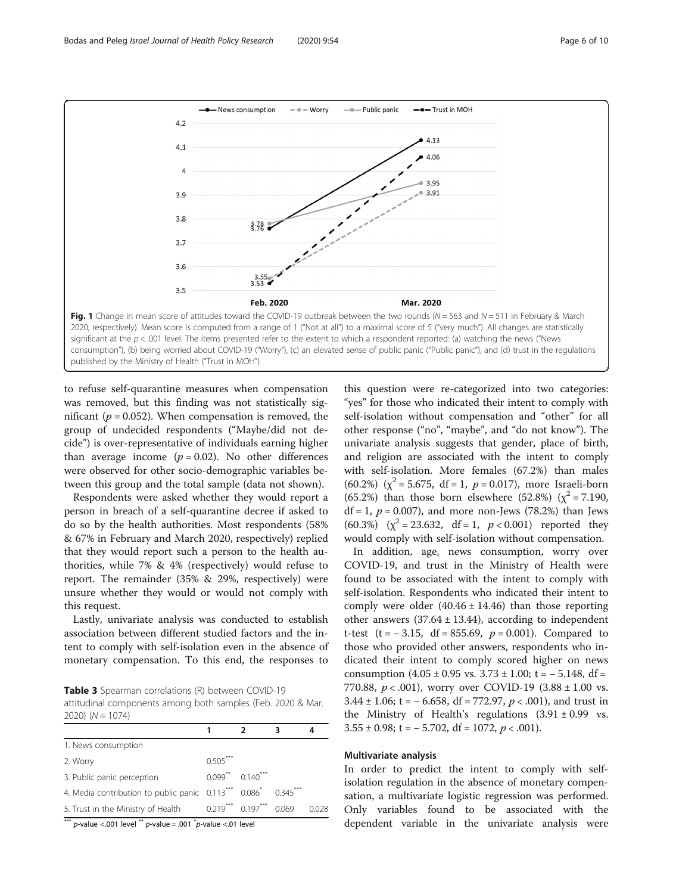**Fig. 1** Change in mean score of attitudes toward the COVID-19 outbreak between the two rounds ($N = 563$ and $N = 511$ in February & March 2020, respectively). Mean score is computed from a range of 1 ("Not at all") to a maximal score of 5 ("very much"). All changes are statistically significant at the $p < .001$ level. The items presented refer to the extent to which a respondent reported: (a) watching the news ("News consumption"), (b) being worried about COVID-19 ("Worry"), (c) an elevated sense of public panic ("Public panic"), and (d) trust in the regulations published by the Ministry of Health ("Trust in MOH")

to refuse self-quarantine measures when compensation was removed, but this finding was not statistically significant ($p = 0.052$). When compensation is removed, the group of undecided respondents ("Maybe/did not decide") is over-representative of individuals earning higher than average income ($p = 0.02$). No other differences were observed for other socio-demographic variables between this group and the total sample (data not shown).

Respondents were asked whether they would report a person in breach of a self-quarantine decree if asked to do so by the health authorities. Most respondents (58% & 67% in February and March 2020, respectively) replied that they would report such a person to the health authorities, while 7% & 4% (respectively) would refuse to report. The remainder (35% & 29%, respectively) were unsure whether they would or would not comply with this request.

Lastly, univariate analysis was conducted to establish association between different studied factors and the intent to comply with self-isolation even in the absence of monetary compensation. To this end, the responses to

**Table 3** Spearman correlations (R) between COVID-19 attitudinal components among both samples (Feb. 2020 & Mar. 2020) ($N = 1074$)

| | 1 | 2 | 3 | 4 |
|---|---|---|---|---|
| 1. News consumption | | | | |
| 2. Worry | 0.505*** | | | |
| 3. Public panic perception | 0.099** | 0.140*** | | |
| 4. Media contribution to public panic | 0.113*** | 0.086* | 0.345*** | |
| 5. Trust in the Ministry of Health | 0.219*** | 0.197*** | 0.069 | 0.028 |

*** p-value <.001 level ** p-value = .001 * p-value <.01 level

this question were re-categorized into two categories: "yes" for those who indicated their intent to comply with self-isolation without compensation and "other" for all other response ("no", "maybe", and "do not know"). The univariate analysis suggests that gender, place of birth, and religion are associated with the intent to comply with self-isolation. More females (67.2%) than males (60.2%) ($\chi^2 = 5.675$, df = 1, $p = 0.017$), more Israeli-born (65.2%) than those born elsewhere (52.8%) ($\chi^2 = 7.190$, df = 1, $p = 0.007$), and more non-Jews (78.2%) than Jews (60.3%) ($\chi^2 = 23.632$, df = 1, $p < 0.001$) reported they would comply with self-isolation without compensation.

In addition, age, news consumption, worry over COVID-19, and trust in the Ministry of Health were found to be associated with the intent to comply with self-isolation. Respondents who indicated their intent to comply were older ($40.46 \pm 14.46$) than those reporting other answers ($37.64 \pm 13.44$), according to independent t-test ($t = -3.15$, df = 855.69, $p = 0.001$). Compared to those who provided other answers, respondents who indicated their intent to comply scored higher on news consumption ($4.05 \pm 0.95$ vs. $3.73 \pm 1.00$; $t = -5.148$, df = 770.88, $p < .001$), worry over COVID-19 ($3.88 \pm 1.00$ vs. $3.44 \pm 1.06$; $t = -6.658$, df = 772.97, $p < .001$), and trust in the Ministry of Health's regulations ($3.91 \pm 0.99$ vs. $3.55 \pm 0.98$; $t = -5.702$, df = 1072, $p < .001$).

### Multivariate analysis

In order to predict the intent to comply with self-isolation regulation in the absence of monetary compensation, a multivariate logistic regression was performed. Only variables found to be associated with the dependent variable in the univariate analysis were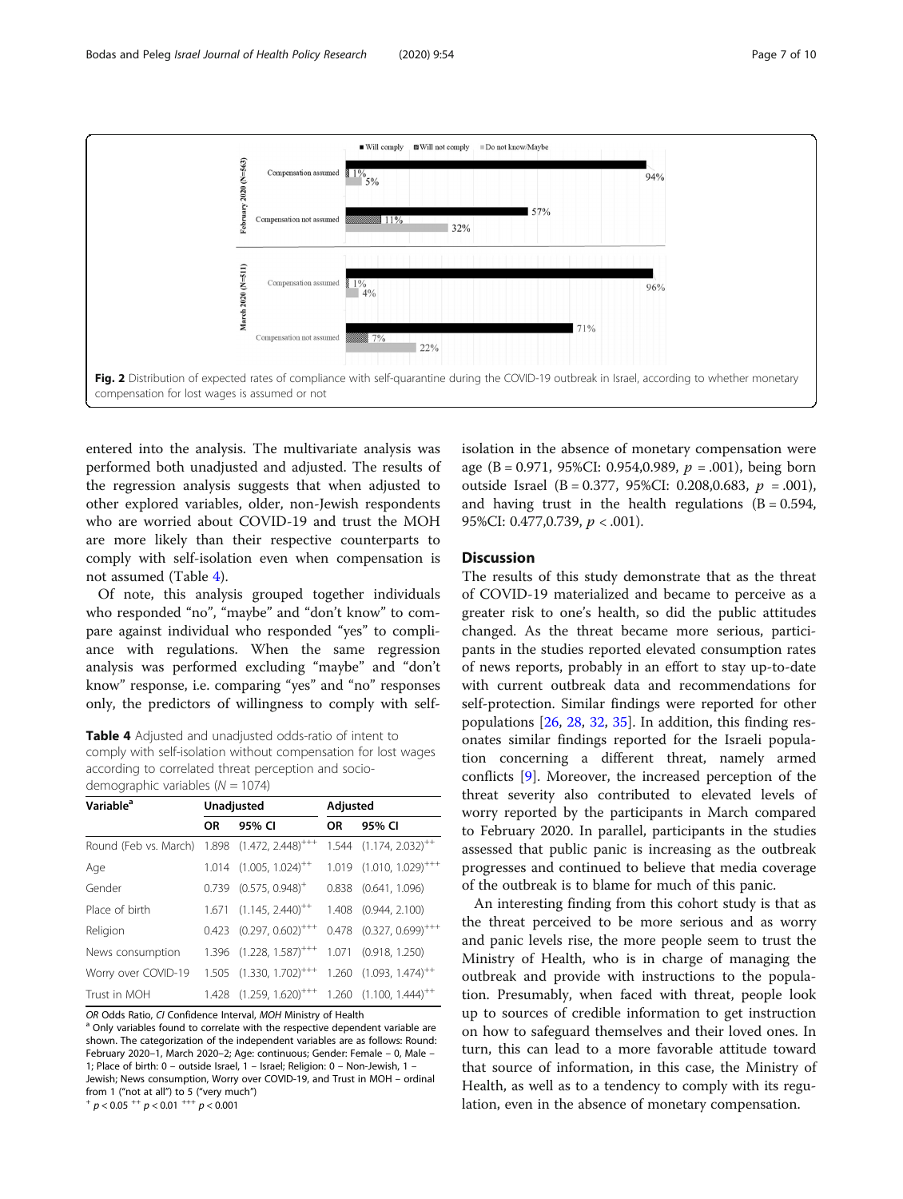Fig. 2 Distribution of expected rates of compliance with self-quarantine during the COVID-19 outbreak in Israel, according to whether monetary compensation for lost wages is assumed or not

entered into the analysis. The multivariate analysis was performed both unadjusted and adjusted. The results of the regression analysis suggests that when adjusted to other explored variables, older, non-Jewish respondents who are worried about COVID-19 and trust the MOH are more likely than their respective counterparts to comply with self-isolation even when compensation is not assumed (Table 4).

Of note, this analysis grouped together individuals who responded "no", "maybe" and "don't know" to compare against individual who responded "yes" to compliance with regulations. When the same regression analysis was performed excluding "maybe" and "don't know" response, i.e. comparing "yes" and "no" responses only, the predictors of willingness to comply with self-isolation in the absence of monetary compensation were age (B = 0.971, 95%CI: 0.954,0.989, $p$ = .001), being born outside Israel (B = 0.377, 95%CI: 0.208,0.683, $p$ = .001), and having trust in the health regulations (B = 0.594, 95%CI: 0.477,0.739, $p$ < .001).

**Table 4** Adjusted and unadjusted odds-ratio of intent to comply with self-isolation without compensation for lost wages according to correlated threat perception and socio-demographic variables ($N$ = 1074)

| Variable[a] | Unadjusted | | Adjusted | |
|---|---|---|---|---|
| | OR | 95% CI | OR | 95% CI |
| Round (Feb vs. March) | 1.898 | (1.472, 2.448)[+++] | 1.544 | (1.174, 2.032)[++] |
| Age | 1.014 | (1.005, 1.024)[++] | 1.019 | (1.010, 1.029)[+++] |
| Gender | 0.739 | (0.575, 0.948)[+] | 0.838 | (0.641, 1.096) |
| Place of birth | 1.671 | (1.145, 2.440)[++] | 1.408 | (0.944, 2.100) |
| Religion | 0.423 | (0.297, 0.602)[+++] | 0.478 | (0.327, 0.699)[+++] |
| News consumption | 1.396 | (1.228, 1.587)[+++] | 1.071 | (0.918, 1.250) |
| Worry over COVID-19 | 1.505 | (1.330, 1.702)[+++] | 1.260 | (1.093, 1.474)[++] |
| Trust in MOH | 1.428 | (1.259, 1.620)[+++] | 1.260 | (1.100, 1.444)[++] |

*OR* Odds Ratio, *CI* Confidence Interval, *MOH* Ministry of Health
[a] Only variables found to correlate with the respective dependent variable are shown. The categorization of the independent variables are as follows: Round: February 2020–1, March 2020–2; Age: continuous; Gender: Female – 0, Male – 1; Place of birth: 0 – outside Israel, 1 – Israel; Religion: 0 – Non-Jewish, 1 – Jewish; News consumption, Worry over COVID-19, and Trust in MOH – ordinal from 1 ("not at all") to 5 ("very much")
[+] $p < 0.05$ [++] $p < 0.01$ [+++] $p < 0.001$

## Discussion

The results of this study demonstrate that as the threat of COVID-19 materialized and became to perceive as a greater risk to one's health, so did the public attitudes changed. As the threat became more serious, participants in the studies reported elevated consumption rates of news reports, probably in an effort to stay up-to-date with current outbreak data and recommendations for self-protection. Similar findings were reported for other populations [26, 28, 32, 35]. In addition, this finding resonates similar findings reported for the Israeli population concerning a different threat, namely armed conflicts [9]. Moreover, the increased perception of the threat severity also contributed to elevated levels of worry reported by the participants in March compared to February 2020. In parallel, participants in the studies assessed that public panic is increasing as the outbreak progresses and continued to believe that media coverage of the outbreak is to blame for much of this panic.

An interesting finding from this cohort study is that as the threat perceived to be more serious and as worry and panic levels rise, the more people seem to trust the Ministry of Health, who is in charge of managing the outbreak and provide with instructions to the population. Presumably, when faced with threat, people look up to sources of credible information to get instruction on how to safeguard themselves and their loved ones. In turn, this can lead to a more favorable attitude toward that source of information, in this case, the Ministry of Health, as well as to a tendency to comply with its regulation, even in the absence of monetary compensation.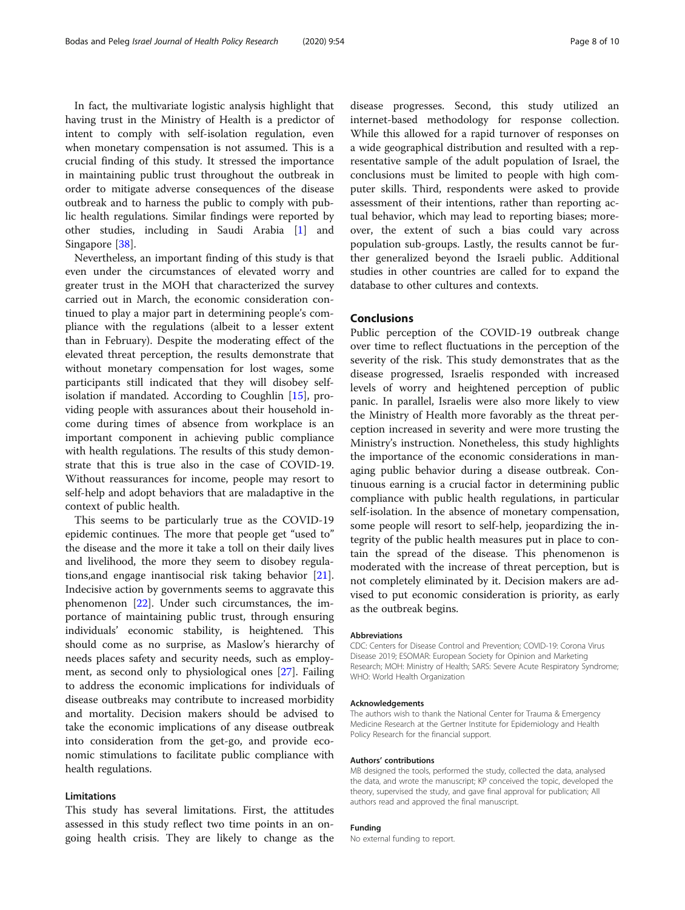In fact, the multivariate logistic analysis highlight that having trust in the Ministry of Health is a predictor of intent to comply with self-isolation regulation, even when monetary compensation is not assumed. This is a crucial finding of this study. It stressed the importance in maintaining public trust throughout the outbreak in order to mitigate adverse consequences of the disease outbreak and to harness the public to comply with public health regulations. Similar findings were reported by other studies, including in Saudi Arabia [1] and Singapore [38].

Nevertheless, an important finding of this study is that even under the circumstances of elevated worry and greater trust in the MOH that characterized the survey carried out in March, the economic consideration continued to play a major part in determining people's compliance with the regulations (albeit to a lesser extent than in February). Despite the moderating effect of the elevated threat perception, the results demonstrate that without monetary compensation for lost wages, some participants still indicated that they will disobey self-isolation if mandated. According to Coughlin [15], providing people with assurances about their household income during times of absence from workplace is an important component in achieving public compliance with health regulations. The results of this study demonstrate that this is true also in the case of COVID-19. Without reassurances for income, people may resort to self-help and adopt behaviors that are maladaptive in the context of public health.

This seems to be particularly true as the COVID-19 epidemic continues. The more that people get "used to" the disease and the more it take a toll on their daily lives and livelihood, the more they seem to disobey regulations,and engage inantisocial risk taking behavior [21]. Indecisive action by governments seems to aggravate this phenomenon [22]. Under such circumstances, the importance of maintaining public trust, through ensuring individuals' economic stability, is heightened. This should come as no surprise, as Maslow's hierarchy of needs places safety and security needs, such as employment, as second only to physiological ones [27]. Failing to address the economic implications for individuals of disease outbreaks may contribute to increased morbidity and mortality. Decision makers should be advised to take the economic implications of any disease outbreak into consideration from the get-go, and provide economic stimulations to facilitate public compliance with health regulations.

## Limitations

This study has several limitations. First, the attitudes assessed in this study reflect two time points in an ongoing health crisis. They are likely to change as the disease progresses. Second, this study utilized an internet-based methodology for response collection. While this allowed for a rapid turnover of responses on a wide geographical distribution and resulted with a representative sample of the adult population of Israel, the conclusions must be limited to people with high computer skills. Third, respondents were asked to provide assessment of their intentions, rather than reporting actual behavior, which may lead to reporting biases; moreover, the extent of such a bias could vary across population sub-groups. Lastly, the results cannot be further generalized beyond the Israeli public. Additional studies in other countries are called for to expand the database to other cultures and contexts.

## Conclusions

Public perception of the COVID-19 outbreak change over time to reflect fluctuations in the perception of the severity of the risk. This study demonstrates that as the disease progressed, Israelis responded with increased levels of worry and heightened perception of public panic. In parallel, Israelis were also more likely to view the Ministry of Health more favorably as the threat perception increased in severity and were more trusting the Ministry's instruction. Nonetheless, this study highlights the importance of the economic considerations in managing public behavior during a disease outbreak. Continuous earning is a crucial factor in determining public compliance with public health regulations, in particular self-isolation. In the absence of monetary compensation, some people will resort to self-help, jeopardizing the integrity of the public health measures put in place to contain the spread of the disease. This phenomenon is moderated with the increase of threat perception, but is not completely eliminated by it. Decision makers are advised to put economic consideration is priority, as early as the outbreak begins.

### Abbreviations

CDC: Centers for Disease Control and Prevention; COVID-19: Corona Virus Disease 2019; ESOMAR: European Society for Opinion and Marketing Research; MOH: Ministry of Health; SARS: Severe Acute Respiratory Syndrome; WHO: World Health Organization

### Acknowledgements

The authors wish to thank the National Center for Trauma & Emergency Medicine Research at the Gertner Institute for Epidemiology and Health Policy Research for the financial support.

### Authors' contributions

MB designed the tools, performed the study, collected the data, analysed the data, and wrote the manuscript; KP conceived the topic, developed the theory, supervised the study, and gave final approval for publication; All authors read and approved the final manuscript.

### Funding

No external funding to report.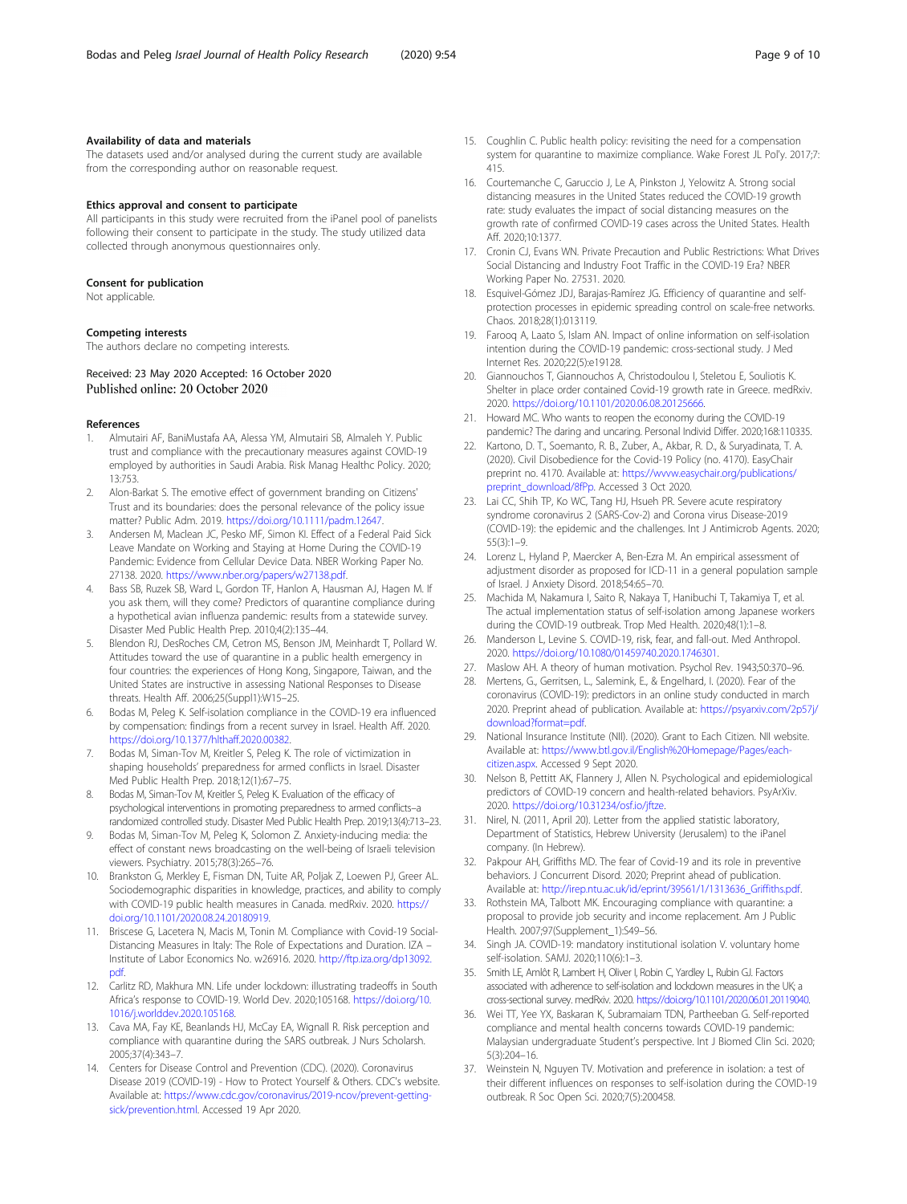### Availability of data and materials

The datasets used and/or analysed during the current study are available from the corresponding author on reasonable request.

### Ethics approval and consent to participate

All participants in this study were recruited from the iPanel pool of panelists following their consent to participate in the study. The study utilized data collected through anonymous questionnaires only.

### Consent for publication

Not applicable.

### Competing interests

The authors declare no competing interests.

Received: 23 May 2020 Accepted: 16 October 2020
Published online: 20 October 2020

### References

1. Almutairi AF, BaniMustafa AA, Alessa YM, Almutairi SB, Almaleh Y. Public trust and compliance with the precautionary measures against COVID-19 employed by authorities in Saudi Arabia. Risk Manag Healthc Policy. 2020; 13:753.
2. Alon-Barkat S. The emotive effect of government branding on Citizens' Trust and its boundaries: does the personal relevance of the policy issue matter? Public Adm. 2019. https://doi.org/10.1111/padm.12647.
3. Andersen M, Maclean JC, Pesko MF, Simon KI. Effect of a Federal Paid Sick Leave Mandate on Working and Staying at Home During the COVID-19 Pandemic: Evidence from Cellular Device Data. NBER Working Paper No. 27138. 2020. https://www.nber.org/papers/w27138.pdf.
4. Bass SB, Ruzek SB, Ward L, Gordon TF, Hanlon A, Hausman AJ, Hagen M. If you ask them, will they come? Predictors of quarantine compliance during a hypothetical avian influenza pandemic: results from a statewide survey. Disaster Med Public Health Prep. 2010;4(2):135–44.
5. Blendon RJ, DesRoches CM, Cetron MS, Benson JM, Meinhardt T, Pollard W. Attitudes toward the use of quarantine in a public health emergency in four countries: the experiences of Hong Kong, Singapore, Taiwan, and the United States are instructive in assessing National Responses to Disease threats. Health Aff. 2006;25(Suppl1):W15–25.
6. Bodas M, Peleg K. Self-isolation compliance in the COVID-19 era influenced by compensation: findings from a recent survey in Israel. Health Aff. 2020. https://doi.org/10.1377/hlthaff.2020.00382.
7. Bodas M, Siman-Tov M, Kreitler S, Peleg K. The role of victimization in shaping households' preparedness for armed conflicts in Israel. Disaster Med Public Health Prep. 2018;12(1):67–75.
8. Bodas M, Siman-Tov M, Kreitler S, Peleg K. Evaluation of the efficacy of psychological interventions in promoting preparedness to armed conflicts–a randomized controlled study. Disaster Med Public Health Prep. 2019;13(4):713–23.
9. Bodas M, Siman-Tov M, Peleg K, Solomon Z. Anxiety-inducing media: the effect of constant news broadcasting on the well-being of Israeli television viewers. Psychiatry. 2015;78(3):265–76.
10. Brankston G, Merkley E, Fisman DN, Tuite AR, Poljak Z, Loewen PJ, Greer AL. Sociodemographic disparities in knowledge, practices, and ability to comply with COVID-19 public health measures in Canada. medRxiv. 2020. https://doi.org/10.1101/2020.08.24.20180919.
11. Briscese G, Lacetera N, Macis M, Tonin M. Compliance with Covid-19 Social-Distancing Measures in Italy: The Role of Expectations and Duration. IZA – Institute of Labor Economics No. w26916. 2020. http://ftp.iza.org/dp13092.pdf.
12. Carlitz RD, Makhura MN. Life under lockdown: illustrating tradeoffs in South Africa's response to COVID-19. World Dev. 2020;105168. https://doi.org/10.1016/j.worlddev.2020.105168.
13. Cava MA, Fay KE, Beanlands HJ, McCay EA, Wignall R. Risk perception and compliance with quarantine during the SARS outbreak. J Nurs Scholarsh. 2005;37(4):343–7.
14. Centers for Disease Control and Prevention (CDC). (2020). Coronavirus Disease 2019 (COVID-19) - How to Protect Yourself & Others. CDC's website. Available at: https://www.cdc.gov/coronavirus/2019-ncov/prevent-getting-sick/prevention.html. Accessed 19 Apr 2020.
15. Coughlin C. Public health policy: revisiting the need for a compensation system for quarantine to maximize compliance. Wake Forest JL Pol'y. 2017;7: 415.
16. Courtemanche C, Garuccio J, Le A, Pinkston J, Yelowitz A. Strong social distancing measures in the United States reduced the COVID-19 growth rate: study evaluates the impact of social distancing measures on the growth rate of confirmed COVID-19 cases across the United States. Health Aff. 2020;10:1377.
17. Cronin CJ, Evans WN. Private Precaution and Public Restrictions: What Drives Social Distancing and Industry Foot Traffic in the COVID-19 Era? NBER Working Paper No. 27531. 2020.
18. Esquivel-Gómez JDJ, Barajas-Ramírez JG. Efficiency of quarantine and self-protection processes in epidemic spreading control on scale-free networks. Chaos. 2018;28(1):013119.
19. Farooq A, Laato S, Islam AN. Impact of online information on self-isolation intention during the COVID-19 pandemic: cross-sectional study. J Med Internet Res. 2020;22(5):e19128.
20. Giannouchos T, Giannouchos A, Christodoulou I, Steletou E, Souliotis K. Shelter in place order contained Covid-19 growth rate in Greece. medRxiv. 2020. https://doi.org/10.1101/2020.06.08.20125666.
21. Howard MC. Who wants to reopen the economy during the COVID-19 pandemic? The daring and uncaring. Personal Individ Differ. 2020;168:110335.
22. Kartono, D. T., Soemanto, R. B., Zuber, A., Akbar, R. D., & Suryadinata, T. A. (2020). Civil Disobedience for the Covid-19 Policy (no. 4170). EasyChair preprint no. 4170. Available at: https://www.easychair.org/publications/preprint_download/8fPp. Accessed 3 Oct 2020.
23. Lai CC, Shih TP, Ko WC, Tang HJ, Hsueh PR. Severe acute respiratory syndrome coronavirus 2 (SARS-Cov-2) and Corona virus Disease-2019 (COVID-19): the epidemic and the challenges. Int J Antimicrob Agents. 2020; 55(3):1–9.
24. Lorenz L, Hyland P, Maercker A, Ben-Ezra M. An empirical assessment of adjustment disorder as proposed for ICD-11 in a general population sample of Israel. J Anxiety Disord. 2018;54:65–70.
25. Machida M, Nakamura I, Saito R, Nakaya T, Hanibuchi T, Takamiya T, et al. The actual implementation status of self-isolation among Japanese workers during the COVID-19 outbreak. Trop Med Health. 2020;48(1):1–8.
26. Manderson L, Levine S. COVID-19, risk, fear, and fall-out. Med Anthropol. 2020. https://doi.org/10.1080/01459740.2020.1746301.
27. Maslow AH. A theory of human motivation. Psychol Rev. 1943;50:370–96.
28. Mertens, G., Gerritsen, L., Salemink, E., & Engelhard, I. (2020). Fear of the coronavirus (COVID-19): predictors in an online study conducted in march 2020. Preprint ahead of publication. Available at: https://psyarxiv.com/2p57j/download?format=pdf.
29. National Insurance Institute (NII). (2020). Grant to Each Citizen. NII website. Available at: https://www.btl.gov.il/English%20Homepage/Pages/each-citizen.aspx. Accessed 9 Sept 2020.
30. Nelson B, Pettitt AK, Flannery J, Allen N. Psychological and epidemiological predictors of COVID-19 concern and health-related behaviors. PsyArXiv. 2020. https://doi.org/10.31234/osf.io/jftze.
31. Nirel, N. (2011, April 20). Letter from the applied statistic laboratory, Department of Statistics, Hebrew University (Jerusalem) to the iPanel company. (In Hebrew).
32. Pakpour AH, Griffiths MD. The fear of Covid-19 and its role in preventive behaviors. J Concurrent Disord. 2020; Preprint ahead of publication. Available at: http://irep.ntu.ac.uk/id/eprint/39561/1/1313636_Griffiths.pdf.
33. Rothstein MA, Talbott MK. Encouraging compliance with quarantine: a proposal to provide job security and income replacement. Am J Public Health. 2007;97(Supplement_1):S49–56.
34. Singh JA. COVID-19: mandatory institutional isolation V. voluntary home self-isolation. SAMJ. 2020;110(6):1–3.
35. Smith LE, Amlôt R, Lambert H, Oliver I, Robin C, Yardley L, Rubin GJ. Factors associated with adherence to self-isolation and lockdown measures in the UK; a cross-sectional survey. medRxiv. 2020. https://doi.org/10.1101/2020.06.01.20119040.
36. Wei TT, Yee YX, Baskaran K, Subramaiam TDN, Partheeban G. Self-reported compliance and mental health concerns towards COVID-19 pandemic: Malaysian undergraduate Student's perspective. Int J Biomed Clin Sci. 2020; 5(3):204–16.
37. Weinstein N, Nguyen TV. Motivation and preference in isolation: a test of their different influences on responses to self-isolation during the COVID-19 outbreak. R Soc Open Sci. 2020;7(5):200458.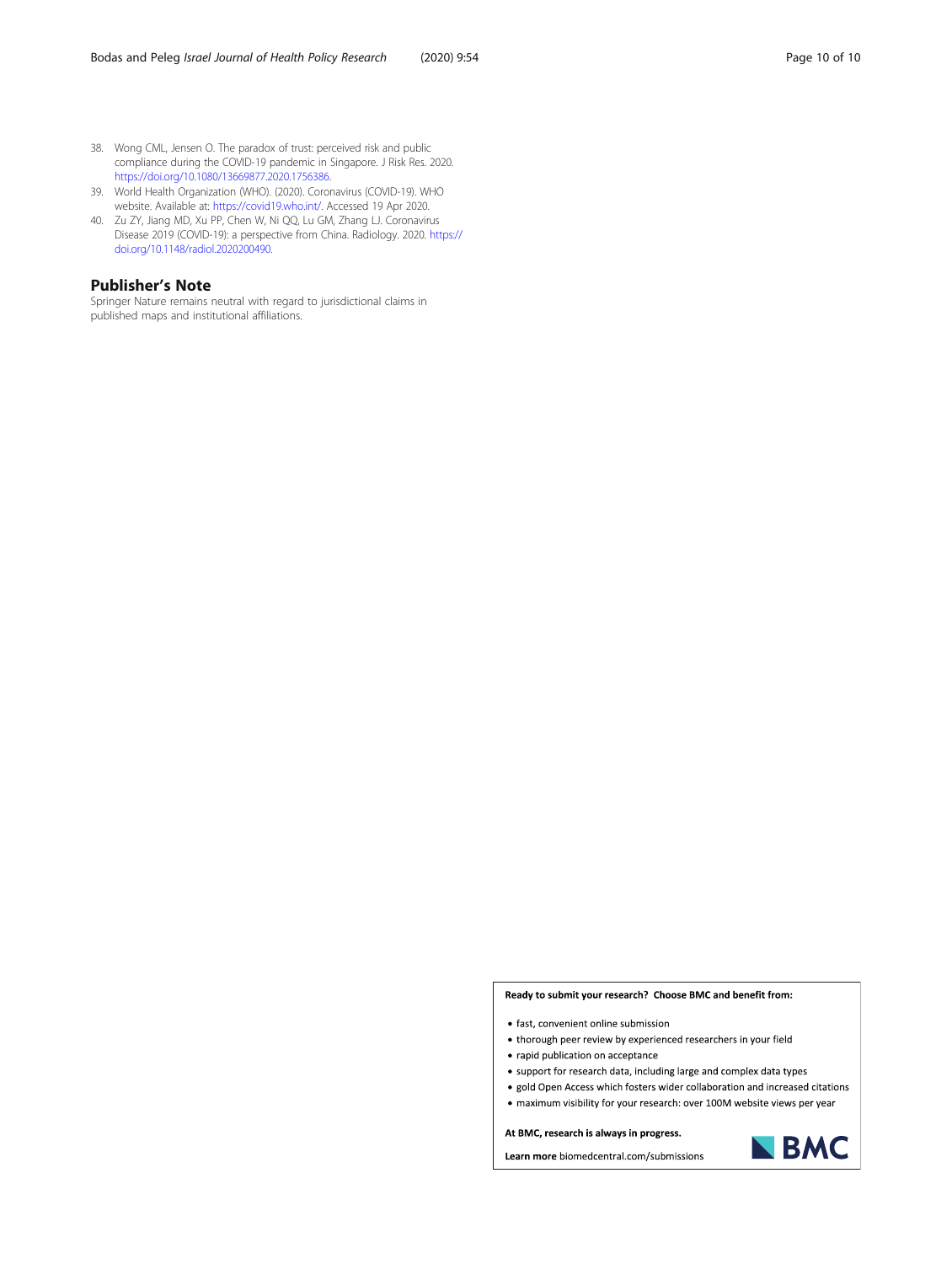38. Wong CML, Jensen O. The paradox of trust: perceived risk and public compliance during the COVID-19 pandemic in Singapore. J Risk Res. 2020. https://doi.org/10.1080/13669877.2020.1756386.
39. World Health Organization (WHO). (2020). Coronavirus (COVID-19). WHO website. Available at: https://covid19.who.int/. Accessed 19 Apr 2020.
40. Zu ZY, Jiang MD, Xu PP, Chen W, Ni QQ, Lu GM, Zhang LJ. Coronavirus Disease 2019 (COVID-19): a perspective from China. Radiology. 2020. https://doi.org/10.1148/radiol.2020200490.

## Publisher's Note

Springer Nature remains neutral with regard to jurisdictional claims in published maps and institutional affiliations.

**Ready to submit your research? Choose BMC and benefit from:**

- fast, convenient online submission
- thorough peer review by experienced researchers in your field
- rapid publication on acceptance
- support for research data, including large and complex data types
- gold Open Access which fosters wider collaboration and increased citations
- maximum visibility for your research: over 100M website views per year

**At BMC, research is always in progress.**

**Learn more** biomedcentral.com/submissions

BMC